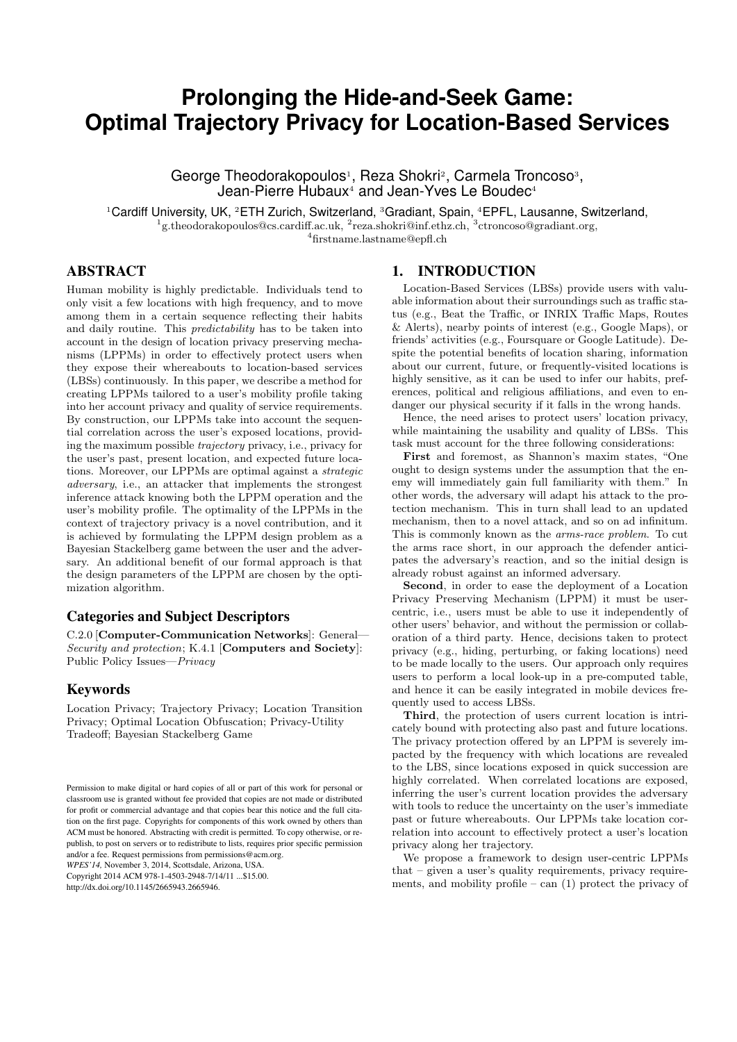# Prolonging the Hide-and-Seek Game: Optimal Trajectory Privacy for Location-Based Services

George Theodorakopoulos[1], Reza Shokri[2], Carmela Troncoso[3], Jean-Pierre Hubaux[4] and Jean-Yves Le Boudec[4]

[1]Cardiff University, UK, [2]ETH Zurich, Switzerland, [3]Gradiant, Spain, [4]EPFL, Lausanne, Switzerland,
[1]g.theodorakopoulos@cs.cardiff.ac.uk, [2]reza.shokri@inf.ethz.ch, [3]ctroncoso@gradiant.org,
[4]firstname.lastname@epfl.ch

## ABSTRACT

Human mobility is highly predictable. Individuals tend to only visit a few locations with high frequency, and to move among them in a certain sequence reflecting their habits and daily routine. This *predictability* has to be taken into account in the design of location privacy preserving mechanisms (LPPMs) in order to effectively protect users when they expose their whereabouts to location-based services (LBSs) continuously. In this paper, we describe a method for creating LPPMs tailored to a user's mobility profile taking into her account privacy and quality of service requirements. By construction, our LPPMs take into account the sequential correlation across the user's exposed locations, providing the maximum possible *trajectory* privacy, i.e., privacy for the user's past, present location, and expected future locations. Moreover, our LPPMs are optimal against a *strategic adversary*, i.e., an attacker that implements the strongest inference attack knowing both the LPPM operation and the user's mobility profile. The optimality of the LPPMs in the context of trajectory privacy is a novel contribution, and it is achieved by formulating the LPPM design problem as a Bayesian Stackelberg game between the user and the adversary. An additional benefit of our formal approach is that the design parameters of the LPPM are chosen by the optimization algorithm.

### Categories and Subject Descriptors

C.2.0 [**Computer-Communication Networks**]: General—*Security and protection*; K.4.1 [**Computers and Society**]: Public Policy Issues—*Privacy*

### Keywords

Location Privacy; Trajectory Privacy; Location Transition Privacy; Optimal Location Obfuscation; Privacy-Utility Tradeoff; Bayesian Stackelberg Game

Permission to make digital or hard copies of all or part of this work for personal or classroom use is granted without fee provided that copies are not made or distributed for profit or commercial advantage and that copies bear this notice and the full citation on the first page. Copyrights for components of this work owned by others than ACM must be honored. Abstracting with credit is permitted. To copy otherwise, or republish, to post on servers or to redistribute to lists, requires prior specific permission and/or a fee. Request permissions from permissions@acm.org.
*WPES'14*, November 3, 2014, Scottsdale, Arizona, USA.
Copyright 2014 ACM 978-1-4503-2948-7/14/11 ...$15.00.
http://dx.doi.org/10.1145/2665943.2665946.

## 1. INTRODUCTION

Location-Based Services (LBSs) provide users with valuable information about their surroundings such as traffic status (e.g., Beat the Traffic, or INRIX Traffic Maps, Routes & Alerts), nearby points of interest (e.g., Google Maps), or friends' activities (e.g., Foursquare or Google Latitude). Despite the potential benefits of location sharing, information about our current, future, or frequently-visited locations is highly sensitive, as it can be used to infer our habits, preferences, political and religious affiliations, and even to endanger our physical security if it falls in the wrong hands.

Hence, the need arises to protect users' location privacy, while maintaining the usability and quality of LBSs. This task must account for the three following considerations:

**First** and foremost, as Shannon's maxim states, "One ought to design systems under the assumption that the enemy will immediately gain full familiarity with them." In other words, the adversary will adapt his attack to the protection mechanism. This in turn shall lead to an updated mechanism, then to a novel attack, and so on ad infinitum. This is commonly known as the *arms-race problem*. To cut the arms race short, in our approach the defender anticipates the adversary's reaction, and so the initial design is already robust against an informed adversary.

**Second**, in order to ease the deployment of a Location Privacy Preserving Mechanism (LPPM) it must be user-centric, i.e., users must be able to use it independently of other users' behavior, and without the permission or collaboration of a third party. Hence, decisions taken to protect privacy (e.g., hiding, perturbing, or faking locations) need to be made locally to the users. Our approach only requires users to perform a local look-up in a pre-computed table, and hence it can be easily integrated in mobile devices frequently used to access LBSs.

**Third**, the protection of users current location is intricately bound with protecting also past and future locations. The privacy protection offered by an LPPM is severely impacted by the frequency with which locations are revealed to the LBS, since locations exposed in quick succession are highly correlated. When correlated locations are exposed, inferring the user's current location provides the adversary with tools to reduce the uncertainty on the user's immediate past or future whereabouts. Our LPPMs take location correlation into account to effectively protect a user's location privacy along her trajectory.

We propose a framework to design user-centric LPPMs that – given a user's quality requirements, privacy requirements, and mobility profile – can (1) protect the privacy of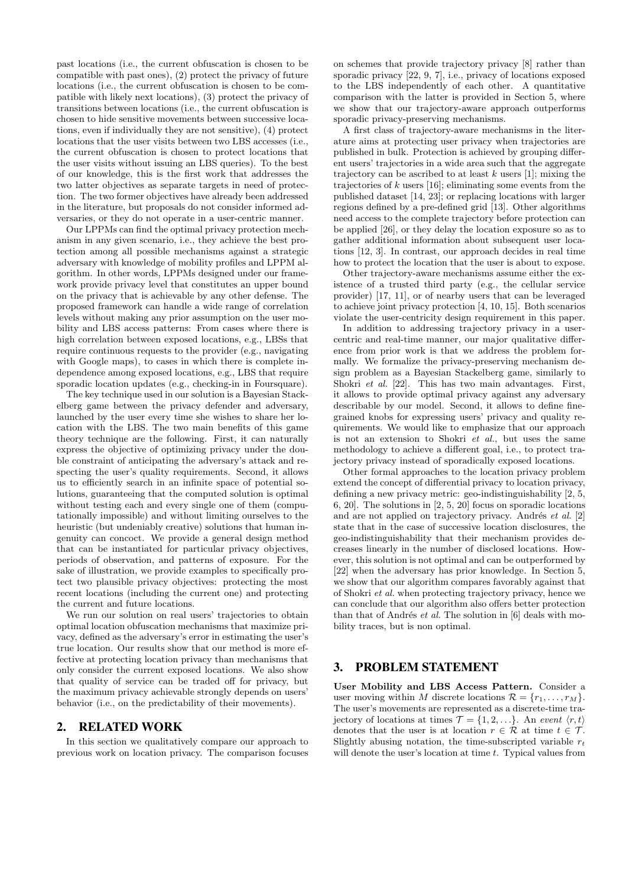past locations (i.e., the current obfuscation is chosen to be compatible with past ones), (2) protect the privacy of future locations (i.e., the current obfuscation is chosen to be compatible with likely next locations), (3) protect the privacy of transitions between locations (i.e., the current obfuscation is chosen to hide sensitive movements between successive locations, even if individually they are not sensitive), (4) protect locations that the user visits between two LBS accesses (i.e., the current obfuscation is chosen to protect locations that the user visits without issuing an LBS queries). To the best of our knowledge, this is the first work that addresses the two latter objectives as separate targets in need of protection. The two former objectives have already been addressed in the literature, but proposals do not consider informed adversaries, or they do not operate in a user-centric manner.

Our LPPMs can find the optimal privacy protection mechanism in any given scenario, i.e., they achieve the best protection among all possible mechanisms against a strategic adversary with knowledge of mobility profiles and LPPM algorithm. In other words, LPPMs designed under our framework provide privacy level that constitutes an upper bound on the privacy that is achievable by any other defense. The proposed framework can handle a wide range of correlation levels without making any prior assumption on the user mobility and LBS access patterns: From cases where there is high correlation between exposed locations, e.g., LBSs that require continuous requests to the provider (e.g., navigating with Google maps), to cases in which there is complete independence among exposed locations, e.g., LBS that require sporadic location updates (e.g., checking-in in Foursquare).

The key technique used in our solution is a Bayesian Stackelberg game between the privacy defender and adversary, launched by the user every time she wishes to share her location with the LBS. The two main benefits of this game theory technique are the following. First, it can naturally express the objective of optimizing privacy under the double constraint of anticipating the adversary's attack and respecting the user's quality requirements. Second, it allows us to efficiently search in an infinite space of potential solutions, guaranteeing that the computed solution is optimal without testing each and every single one of them (computationally impossible) and without limiting ourselves to the heuristic (but undeniably creative) solutions that human ingenuity can concoct. We provide a general design method that can be instantiated for particular privacy objectives, periods of observation, and patterns of exposure. For the sake of illustration, we provide examples to specifically protect two plausible privacy objectives: protecting the most recent locations (including the current one) and protecting the current and future locations.

We run our solution on real users' trajectories to obtain optimal location obfuscation mechanisms that maximize privacy, defined as the adversary's error in estimating the user's true location. Our results show that our method is more effective at protecting location privacy than mechanisms that only consider the current exposed locations. We also show that quality of service can be traded off for privacy, but the maximum privacy achievable strongly depends on users' behavior (i.e., on the predictability of their movements).

## 2. RELATED WORK

In this section we qualitatively compare our approach to previous work on location privacy. The comparison focuses on schemes that provide trajectory privacy [8] rather than sporadic privacy [22, 9, 7], i.e., privacy of locations exposed to the LBS independently of each other. A quantitative comparison with the latter is provided in Section 5, where we show that our trajectory-aware approach outperforms sporadic privacy-preserving mechanisms.

A first class of trajectory-aware mechanisms in the literature aims at protecting user privacy when trajectories are published in bulk. Protection is achieved by grouping different users' trajectories in a wide area such that the aggregate trajectory can be ascribed to at least $k$ users [1]; mixing the trajectories of $k$ users [16]; eliminating some events from the published dataset [14, 23]; or replacing locations with larger regions defined by a pre-defined grid [13]. Other algorithms need access to the complete trajectory before protection can be applied [26], or they delay the location exposure so as to gather additional information about subsequent user locations [12, 3]. In contrast, our approach decides in real time how to protect the location that the user is about to expose.

Other trajectory-aware mechanisms assume either the existence of a trusted third party (e.g., the cellular service provider) [17, 11], or of nearby users that can be leveraged to achieve joint privacy protection [4, 10, 15]. Both scenarios violate the user-centricity design requirement in this paper.

In addition to addressing trajectory privacy in a user-centric and real-time manner, our major qualitative difference from prior work is that we address the problem formally. We formalize the privacy-preserving mechanism design problem as a Bayesian Stackelberg game, similarly to Shokri *et al.* [22]. This has two main advantages. First, it allows to provide optimal privacy against any adversary describable by our model. Second, it allows to define fine-grained knobs for expressing users' privacy and quality requirements. We would like to emphasize that our approach is not an extension to Shokri *et al.*, but uses the same methodology to achieve a different goal, i.e., to protect trajectory privacy instead of sporadically exposed locations.

Other formal approaches to the location privacy problem extend the concept of differential privacy to location privacy, defining a new privacy metric: geo-indistinguishability [2, 5, 6, 20]. The solutions in [2, 5, 20] focus on sporadic locations and are not applied on trajectory privacy. Andrés *et al.* [2] state that in the case of successive location disclosures, the geo-indistinguishability that their mechanism provides decreases linearly in the number of disclosed locations. However, this solution is not optimal and can be outperformed by [22] when the adversary has prior knowledge. In Section 5, we show that our algorithm compares favorably against that of Shokri *et al.* when protecting trajectory privacy, hence we can conclude that our algorithm also offers better protection than that of Andrés *et al.* The solution in [6] deals with mobility traces, but is non optimal.

## 3. PROBLEM STATEMENT

**User Mobility and LBS Access Pattern.** Consider a user moving within $M$ discrete locations $\mathcal{R} = \{r_1, \ldots, r_M\}$. The user's movements are represented as a discrete-time trajectory of locations at times $\mathcal{T} = \{1, 2, \ldots\}$. An *event* $\langle r, t \rangle$ denotes that the user is at location $r \in \mathcal{R}$ at time $t \in \mathcal{T}$. Slightly abusing notation, the time-subscripted variable $r_t$ will denote the user's location at time $t$. Typical values from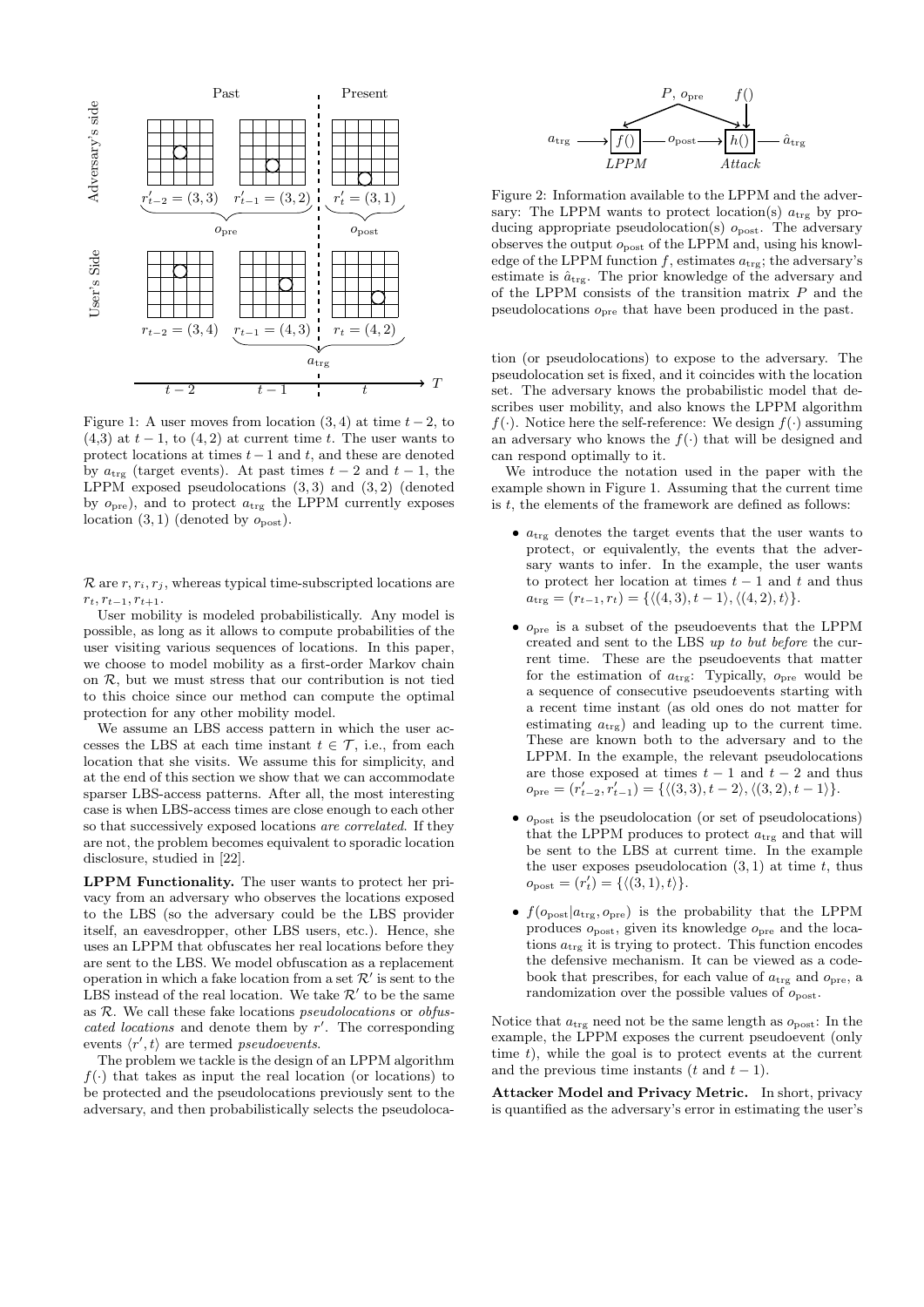Figure 1: A user moves from location $(3,4)$ at time $t-2$, to (4,3) at $t-1$, to $(4,2)$ at current time $t$. The user wants to protect locations at times $t-1$ and $t$, and these are denoted by $a_{\text{trg}}$ (target events). At past times $t-2$ and $t-1$, the LPPM exposed pseudolocations $(3,3)$ and $(3,2)$ (denoted by $o_{\text{pre}}$), and to protect $a_{\text{trg}}$ the LPPM currently exposes location $(3,1)$ (denoted by $o_{\text{post}}$).

$\mathcal{R}$ are $r, r_i, r_j$, whereas typical time-subscripted locations are $r_t, r_{t-1}, r_{t+1}$.

User mobility is modeled probabilistically. Any model is possible, as long as it allows to compute probabilities of the user visiting various sequences of locations. In this paper, we choose to model mobility as a first-order Markov chain on $\mathcal{R}$, but we must stress that our contribution is not tied to this choice since our method can compute the optimal protection for any other mobility model.

We assume an LBS access pattern in which the user accesses the LBS at each time instant $t \in \mathcal{T}$, i.e., from each location that she visits. We assume this for simplicity, and at the end of this section we show that we can accommodate sparser LBS-access patterns. After all, the most interesting case is when LBS-access times are close enough to each other so that successively exposed locations *are correlated*. If they are not, the problem becomes equivalent to sporadic location disclosure, studied in [22].

**LPPM Functionality.** The user wants to protect her privacy from an adversary who observes the locations exposed to the LBS (so the adversary could be the LBS provider itself, an eavesdropper, other LBS users, etc.). Hence, she uses an LPPM that obfuscates her real locations before they are sent to the LBS. We model obfuscation as a replacement operation in which a fake location from a set $\mathcal{R}'$ is sent to the LBS instead of the real location. We take $\mathcal{R}'$ to be the same as $\mathcal{R}$. We call these fake locations *pseudolocations* or *obfuscated locations* and denote them by $r'$. The corresponding events $\langle r', t\rangle$ are termed *pseudoevents*.

The problem we tackle is the design of an LPPM algorithm $f(\cdot)$ that takes as input the real location (or locations) to be protected and the pseudolocations previously sent to the adversary, and then probabilistically selects the pseudolocation (or pseudolocations) to expose to the adversary. The pseudolocation set is fixed, and it coincides with the location set. The adversary knows the probabilistic model that describes user mobility, and also knows the LPPM algorithm $f(\cdot)$. Notice here the self-reference: We design $f(\cdot)$ assuming an adversary who knows the $f(\cdot)$ that will be designed and can respond optimally to it.

Figure 2: Information available to the LPPM and the adversary: The LPPM wants to protect location(s) $a_{\text{trg}}$ by producing appropriate pseudolocation(s) $o_{\text{post}}$. The adversary observes the output $o_{\text{post}}$ of the LPPM and, using his knowledge of the LPPM function $f$, estimates $a_{\text{trg}}$; the adversary's estimate is $\hat{a}_{\text{trg}}$. The prior knowledge of the adversary and of the LPPM consists of the transition matrix $P$ and the pseudolocations $o_{\text{pre}}$ that have been produced in the past.

We introduce the notation used in the paper with the example shown in Figure 1. Assuming that the current time is $t$, the elements of the framework are defined as follows:

- $a_{\text{trg}}$ denotes the target events that the user wants to protect, or equivalently, the events that the adversary wants to infer. In the example, the user wants to protect her location at times $t-1$ and $t$ and thus $a_{\text{trg}} = (r_{t-1}, r_t) = \{\langle(4,3), t-1\rangle, \langle(4,2), t\rangle\}$.
- $o_{\text{pre}}$ is a subset of the pseudoevents that the LPPM created and sent to the LBS *up to but before* the current time. These are the pseudoevents that matter for the estimation of $a_{\text{trg}}$: Typically, $o_{\text{pre}}$ would be a sequence of consecutive pseudoevents starting with a recent time instant (as old ones do not matter for estimating $a_{\text{trg}}$) and leading up to the current time. These are known both to the adversary and to the LPPM. In the example, the relevant pseudolocations are those exposed at times $t-1$ and $t-2$ and thus $o_{\text{pre}} = (r'_{t-2}, r'_{t-1}) = \{\langle(3,3), t-2\rangle, \langle(3,2), t-1\rangle\}$.
- $o_{\text{post}}$ is the pseudolocation (or set of pseudolocations) that the LPPM produces to protect $a_{\text{trg}}$ and that will be sent to the LBS at current time. In the example the user exposes pseudolocation $(3,1)$ at time $t$, thus $o_{\text{post}} = (r'_t) = \{\langle(3,1), t\rangle\}$.
- $f(o_{\text{post}}|a_{\text{trg}}, o_{\text{pre}})$ is the probability that the LPPM produces $o_{\text{post}}$, given its knowledge $o_{\text{pre}}$ and the locations $a_{\text{trg}}$ it is trying to protect. This function encodes the defensive mechanism. It can be viewed as a codebook that prescribes, for each value of $a_{\text{trg}}$ and $o_{\text{pre}}$, a randomization over the possible values of $o_{\text{post}}$.

Notice that $a_{\text{trg}}$ need not be the same length as $o_{\text{post}}$: In the example, the LPPM exposes the current pseudoevent (only time $t$), while the goal is to protect events at the current and the previous time instants ($t$ and $t-1$).

**Attacker Model and Privacy Metric.** In short, privacy is quantified as the adversary's error in estimating the user's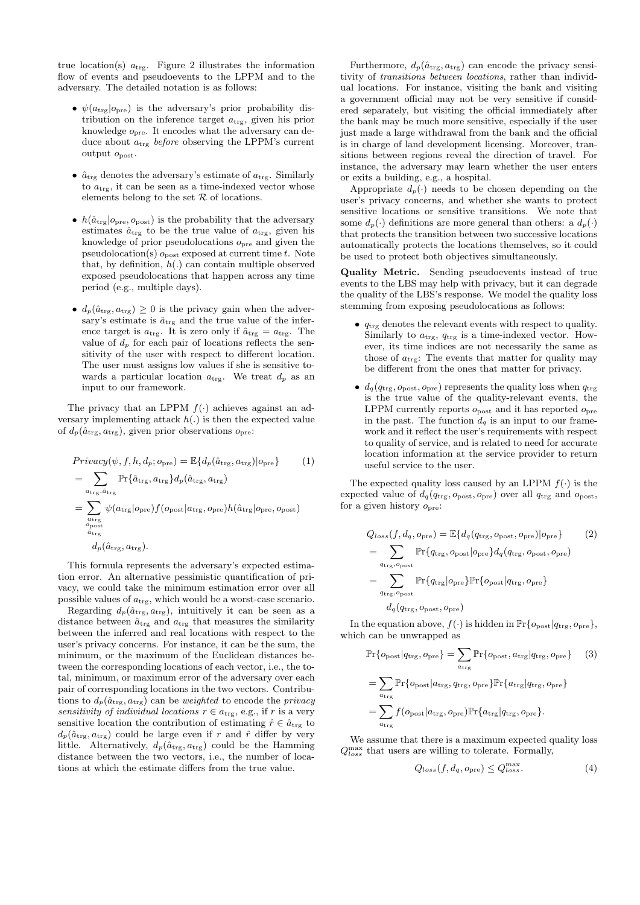true location(s) $a_{\rm trg}$. Figure 2 illustrates the information flow of events and pseudoevents to the LPPM and to the adversary. The detailed notation is as follows:

- $\psi(a_{\rm trg}|o_{\rm pre})$ is the adversary's prior probability distribution on the inference target $a_{\rm trg}$, given his prior knowledge $o_{\rm pre}$. It encodes what the adversary can deduce about $a_{\rm trg}$ *before* observing the LPPM's current output $o_{\rm post}$.
- $\hat{a}_{\rm trg}$ denotes the adversary's estimate of $a_{\rm trg}$. Similarly to $a_{\rm trg}$, it can be seen as a time-indexed vector whose elements belong to the set $\mathcal{R}$ of locations.
- $h(\hat{a}_{\rm trg}|o_{\rm pre}, o_{\rm post})$ is the probability that the adversary estimates $\hat{a}_{\rm trg}$ to be the true value of $a_{\rm trg}$, given his knowledge of prior pseudolocations $o_{\rm pre}$ and given the pseudolocation(s) $o_{\rm post}$ exposed at current time $t$. Note that, by definition, $h(.)$ can contain multiple observed exposed pseudolocations that happen across any time period (e.g., multiple days).
- $d_p(\hat{a}_{\rm trg}, a_{\rm trg}) \geq 0$ is the privacy gain when the adversary's estimate is $\hat{a}_{\rm trg}$ and the true value of the inference target is $a_{\rm trg}$. It is zero only if $\hat{a}_{\rm trg} = a_{\rm trg}$. The value of $d_p$ for each pair of locations reflects the sensitivity of the user with respect to different location. The user must assigns low values if she is sensitive towards a particular location $a_{\rm trg}$. We treat $d_p$ as an input to our framework.

The privacy that an LPPM $f(\cdot)$ achieves against an adversary implementing attack $h(.)$ is then the expected value of $d_p(\hat{a}_{\rm trg}, a_{\rm trg})$, given prior observations $o_{\rm pre}$:

$$
\begin{aligned}
& Privacy(\psi, f, h, d_p; o_{\rm pre}) = \mathbb{E}\{d_p(\hat{a}_{\rm trg}, a_{\rm trg})|o_{\rm pre}\} \qquad (1)\\
&= \sum_{a_{\rm trg}, \hat{a}_{\rm trg}} \Pr\{\hat{a}_{\rm trg}, a_{\rm trg}\} d_p(\hat{a}_{\rm trg}, a_{\rm trg})\\
&= \sum_{\substack{a_{\rm trg}\\ o_{\rm post}\\ \hat{a}_{\rm trg}}} \psi(a_{\rm trg}|o_{\rm pre}) f(o_{\rm post}|a_{\rm trg}, o_{\rm pre}) h(\hat{a}_{\rm trg}|o_{\rm pre}, o_{\rm post})\\
&\quad d_p(\hat{a}_{\rm trg}, a_{\rm trg}).
\end{aligned}
$$

This formula represents the adversary's expected estimation error. An alternative pessimistic quantification of privacy, we could take the minimum estimation error over all possible values of $a_{\rm trg}$, which would be a worst-case scenario.

Regarding $d_p(\hat{a}_{\rm trg}, a_{\rm trg})$, intuitively it can be seen as a distance between $\hat{a}_{\rm trg}$ and $a_{\rm trg}$ that measures the similarity between the inferred and real locations with respect to the user's privacy concerns. For instance, it can be the sum, the minimum, or the maximum of the Euclidean distances between the corresponding locations of each vector, i.e., the total, minimum, or maximum error of the adversary over each pair of corresponding locations in the two vectors. Contributions to $d_p(\hat{a}_{\rm trg}, a_{\rm trg})$ can be *weighted* to encode the *privacy sensitivity of individual locations* $r \in a_{\rm trg}$, e.g., if $r$ is a very sensitive location the contribution of estimating $\hat{r} \in \hat{a}_{\rm trg}$ to $d_p(\hat{a}_{\rm trg}, a_{\rm trg})$ could be large even if $r$ and $\hat{r}$ differ by very little. Alternatively, $d_p(\hat{a}_{\rm trg}, a_{\rm trg})$ could be the Hamming distance between the two vectors, i.e., the number of locations at which the estimate differs from the true value.

Furthermore, $d_p(\hat{a}_{\rm trg}, a_{\rm trg})$ can encode the privacy sensitivity of *transitions between locations*, rather than individual locations. For instance, visiting the bank and visiting a government official may not be very sensitive if considered separately, but visiting the official immediately after the bank may be much more sensitive, especially if the user just made a large withdrawal from the bank and the official is in charge of land development licensing. Moreover, transitions between regions reveal the direction of travel. For instance, the adversary may learn whether the user enters or exits a building, e.g., a hospital.

Appropriate $d_p(\cdot)$ needs to be chosen depending on the user's privacy concerns, and whether she wants to protect sensitive locations or sensitive transitions. We note that some $d_p(\cdot)$ definitions are more general than others: a $d_p(\cdot)$ that protects the transition between two successive locations automatically protects the locations themselves, so it could be used to protect both objectives simultaneously.

**Quality Metric.** Sending pseudoevents instead of true events to the LBS may help with privacy, but it can degrade the quality of the LBS's response. We model the quality loss stemming from exposing pseudolocations as follows:

- $q_{\rm trg}$ denotes the relevant events with respect to quality. Similarly to $a_{\rm trg}$, $q_{\rm trg}$ is a time-indexed vector. However, its time indices are not necessarily the same as those of $a_{\rm trg}$: The events that matter for quality may be different from the ones that matter for privacy.
- $d_q(q_{\rm trg}, o_{\rm post}, o_{\rm pre})$ represents the quality loss when $q_{\rm trg}$ is the true value of the quality-relevant events, the LPPM currently reports $o_{\rm post}$ and it has reported $o_{\rm pre}$ in the past. The function $d_q$ is an input to our framework and it reflect the user's requirements with respect to quality of service, and is related to need for accurate location information at the service provider to return useful service to the user.

The expected quality loss caused by an LPPM $f(\cdot)$ is the expected value of $d_q(q_{\rm trg}, o_{\rm post}, o_{\rm pre})$ over all $q_{\rm trg}$ and $o_{\rm post}$, for a given history $o_{\rm pre}$:

$$
\begin{aligned}
& Q_{loss}(f, d_q, o_{\rm pre}) = \mathbb{E}\{d_q(q_{\rm trg}, o_{\rm post}, o_{\rm pre})|o_{\rm pre}\} \qquad (2)\\
&= \sum_{q_{\rm trg}, o_{\rm post}} \Pr\{q_{\rm trg}, o_{\rm post}|o_{\rm pre}\} d_q(q_{\rm trg}, o_{\rm post}, o_{\rm pre})\\
&= \sum_{q_{\rm trg}, o_{\rm post}} \Pr\{q_{\rm trg}|o_{\rm pre}\} \Pr\{o_{\rm post}|q_{\rm trg}, o_{\rm pre}\}\\
&\quad d_q(q_{\rm trg}, o_{\rm post}, o_{\rm pre})
\end{aligned}
$$

In the equation above, $f(\cdot)$ is hidden in $\Pr\{o_{\rm post}|q_{\rm trg}, o_{\rm pre}\}$, which can be unwrapped as

$$
\begin{aligned}
& \Pr\{o_{\rm post}|q_{\rm trg}, o_{\rm pre}\} = \sum_{a_{\rm trg}} \Pr\{o_{\rm post}, a_{\rm trg}|q_{\rm trg}, o_{\rm pre}\} \qquad (3)\\
&= \sum_{a_{\rm trg}} \Pr\{o_{\rm post}|a_{\rm trg}, q_{\rm trg}, o_{\rm pre}\} \Pr\{a_{\rm trg}|q_{\rm trg}, o_{\rm pre}\}\\
&= \sum_{a_{\rm trg}} f(o_{\rm post}|a_{\rm trg}, o_{\rm pre}) \Pr\{a_{\rm trg}|q_{\rm trg}, o_{\rm pre}\}.
\end{aligned}
$$

We assume that there is a maximum expected quality loss $Q_{loss}^{\max}$ that users are willing to tolerate. Formally,

$$
Q_{loss}(f, d_q, o_{\rm pre}) \leq Q_{loss}^{\max}. \qquad (4)
$$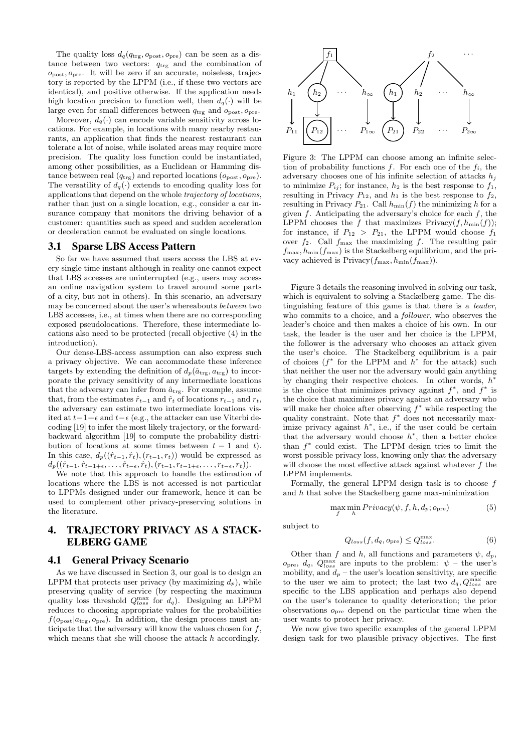The quality loss $d_q(q_{\text{trg}}, o_{\text{post}}, o_{\text{pre}})$ can be seen as a distance between two vectors: $q_{\text{trg}}$ and the combination of $o_{\text{post}}, o_{\text{pre}}$. It will be zero if an accurate, noiseless, trajectory is reported by the LPPM (i.e., if these two vectors are identical), and positive otherwise. If the application needs high location precision to function well, then $d_q(\cdot)$ will be large even for small differences between $q_{\text{trg}}$ and $o_{\text{post}}, o_{\text{pre}}$.

Moreover, $d_q(\cdot)$ can encode variable sensitivity across locations. For example, in locations with many nearby restaurants, an application that finds the nearest restaurant can tolerate a lot of noise, while isolated areas may require more precision. The quality loss function could be instantiated, among other possibilities, as a Euclidean or Hamming distance between real ($q_{\text{trg}}$) and reported locations ($o_{\text{post}}, o_{\text{pre}}$). The versatility of $d_q(\cdot)$ extends to encoding quality loss for applications that depend on the whole *trajectory of locations*, rather than just on a single location, e.g., consider a car insurance company that monitors the driving behavior of a customer: quantities such as speed and sudden acceleration or deceleration cannot be evaluated on single locations.

## 3.1 Sparse LBS Access Pattern

So far we have assumed that users access the LBS at every single time instant although in reality one cannot expect that LBS accesses are uninterrupted (e.g., users may access an online navigation system to travel around some parts of a city, but not in others). In this scenario, an adversary may be concerned about the user's whereabouts *between* two LBS accesses, i.e., at times when there are no corresponding exposed pseudolocations. Therefore, these intermediate locations also need to be protected (recall objective (4) in the introduction).

Our dense-LBS-access assumption can also express such a privacy objective. We can accommodate these inference targets by extending the definition of $d_p(\hat{a}_{\text{trg}}, a_{\text{trg}})$ to incorporate the privacy sensitivity of any intermediate locations that the adversary can infer from $\hat{a}_{\text{trg}}$. For example, assume that, from the estimates $\hat{r}_{t-1}$ and $\hat{r}_t$ of locations $r_{t-1}$ and $r_t$, the adversary can estimate two intermediate locations visited at $t-1+\epsilon$ and $t-\epsilon$ (e.g., the attacker can use Viterbi decoding [19] to infer the most likely trajectory, or the forward-backward algorithm [19] to compute the probability distribution of locations at some times between $t-1$ and $t$). In this case, $d_p((\hat{r}_{t-1}, \hat{r}_t), (r_{t-1}, r_t))$ would be expressed as $d_p((\hat{r}_{t-1}, \hat{r}_{t-1+\epsilon}, \ldots, \hat{r}_{t-\epsilon}, \hat{r}_t), (r_{t-1}, r_{t-1+\epsilon}, \ldots, r_{t-\epsilon}, r_t))$.

We note that this approach to handle the estimation of locations where the LBS is not accessed is not particular to LPPMs designed under our framework, hence it can be used to complement other privacy-preserving solutions in the literature.

# 4. TRAJECTORY PRIVACY AS A STACKELBERG GAME

## 4.1 General Privacy Scenario

As we have discussed in Section 3, our goal is to design an LPPM that protects user privacy (by maximizing $d_p$), while preserving quality of service (by respecting the maximum quality loss threshold $Q_{loss}^{\max}$ for $d_q$). Designing an LPPM reduces to choosing appropriate values for the probabilities $f(o_{\text{post}}|a_{\text{trg}}, o_{\text{pre}})$. In addition, the design process must anticipate that the adversary will know the values chosen for $f$, which means that she will choose the attack $h$ accordingly.

Figure 3: The LPPM can choose among an infinite selection of probability functions $f$. For each one of the $f_i$, the adversary chooses one of his infinite selection of attacks $h_j$ to minimize $P_{ij}$; for instance, $h_2$ is the best response to $f_1$, resulting in Privacy $P_{12}$, and $h_1$ is the best response to $f_2$, resulting in Privacy $P_{21}$. Call $h_{\min}(f)$ the minimizing $h$ for a given $f$. Anticipating the adversary's choice for each $f$, the LPPM chooses the $f$ that maximizes Privacy$(f, h_{\min}(f))$; for instance, if $P_{12} > P_{21}$, the LPPM would choose $f_1$ over $f_2$. Call $f_{\max}$ the maximizing $f$. The resulting pair $f_{\max}, h_{\min}(f_{\max})$ is the Stackelberg equilibrium, and the privacy achieved is Privacy$(f_{\max}, h_{\min}(f_{\max}))$.

Figure 3 details the reasoning involved in solving our task, which is equivalent to solving a Stackelberg game. The distinguishing feature of this game is that there is a *leader*, who commits to a choice, and a *follower*, who observes the leader's choice and then makes a choice of his own. In our task, the leader is the user and her choice is the LPPM, the follower is the adversary who chooses an attack given the user's choice. The Stackelberg equilibrium is a pair of choices ($f^*$ for the LPPM and $h^*$ for the attack) such that neither the user nor the adversary would gain anything by changing their respective choices. In other words, $h^*$ is the choice that minimizes privacy against $f^*$, and $f^*$ is the choice that maximizes privacy against an adversary who will make her choice after observing $f^*$ while respecting the quality constraint. Note that $f^*$ does not necessarily maximize privacy against $h^*$, i.e., if the user could be certain that the adversary would choose $h^*$, then a better choice than $f^*$ could exist. The LPPM design tries to limit the worst possible privacy loss, knowing only that the adversary will choose the most effective attack against whatever $f$ the LPPM implements.

Formally, the general LPPM design task is to choose $f$ and $h$ that solve the Stackelberg game max-minimization

$$\max_f \min_h Privacy(\psi, f, h, d_p; o_{\text{pre}}) \tag{5}$$

subject to

$$Q_{loss}(f, d_q, o_{\text{pre}}) \leq Q_{loss}^{\max}. \tag{6}$$

Other than $f$ and $h$, all functions and parameters $\psi$, $d_p$, $o_{\text{pre}}$, $d_q$, $Q_{loss}^{\max}$ are inputs to the problem: $\psi$ – the user's mobility, and $d_p$ – the user's location sensitivity, are specific to the user we aim to protect; the last two $d_q, Q_{loss}^{\max}$ are specific to the LBS application and perhaps also depend on the user's tolerance to quality deterioration; the prior observations $o_{\text{pre}}$ depend on the particular time when the user wants to protect her privacy.

We now give two specific examples of the general LPPM design task for two plausible privacy objectives. The first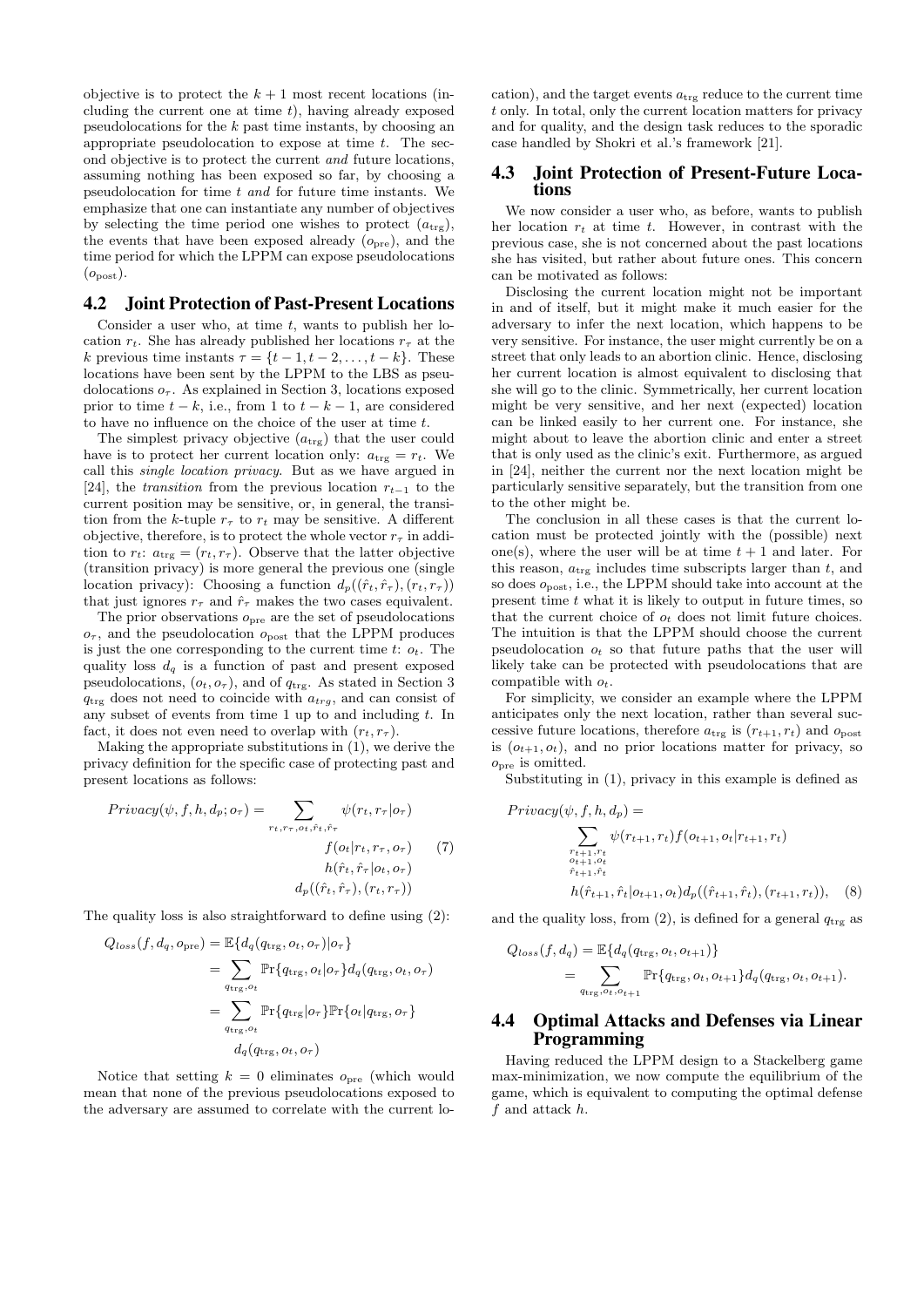objective is to protect the $k+1$ most recent locations (including the current one at time $t$), having already exposed pseudolocations for the $k$ past time instants, by choosing an appropriate pseudolocation to expose at time $t$. The second objective is to protect the current *and* future locations, assuming nothing has been exposed so far, by choosing a pseudolocation for time $t$ *and* for future time instants. We emphasize that one can instantiate any number of objectives by selecting the time period one wishes to protect ($a_{\text{trg}}$), the events that have been exposed already ($o_{\text{pre}}$), and the time period for which the LPPM can expose pseudolocations ($o_{\text{post}}$).

## 4.2 Joint Protection of Past-Present Locations

Consider a user who, at time $t$, wants to publish her location $r_t$. She has already published her locations $r_\tau$ at the $k$ previous time instants $\tau = \{t-1, t-2, \ldots, t-k\}$. These locations have been sent by the LPPM to the LBS as pseudolocations $o_\tau$. As explained in Section 3, locations exposed prior to time $t-k$, i.e., from 1 to $t-k-1$, are considered to have no influence on the choice of the user at time $t$.

The simplest privacy objective ($a_{\text{trg}}$) that the user could have is to protect her current location only: $a_{\text{trg}} = r_t$. We call this *single location privacy*. But as we have argued in [24], the *transition* from the previous location $r_{t-1}$ to the current position may be sensitive, or, in general, the transition from the $k$-tuple $r_\tau$ to $r_t$ may be sensitive. A different objective, therefore, is to protect the whole vector $r_\tau$ in addition to $r_t$: $a_{\text{trg}} = (r_t, r_\tau)$. Observe that the latter objective (transition privacy) is more general the previous one (single location privacy): Choosing a function $d_p((\hat{r}_t, \hat{r}_\tau), (r_t, r_\tau))$ that just ignores $r_\tau$ and $\hat{r}_\tau$ makes the two cases equivalent.

The prior observations $o_{\text{pre}}$ are the set of pseudolocations $o_\tau$, and the pseudolocation $o_{\text{post}}$ that the LPPM produces is just the one corresponding to the current time $t$: $o_t$. The quality loss $d_q$ is a function of past and present exposed pseudolocations, $(o_t, o_\tau)$, and of $q_{\text{trg}}$. As stated in Section 3 $q_{\text{trg}}$ does not need to coincide with $a_{trg}$, and can consist of any subset of events from time 1 up to and including $t$. In fact, it does not even need to overlap with $(r_t, r_\tau)$.

Making the appropriate substitutions in (1), we derive the privacy definition for the specific case of protecting past and present locations as follows:

$$Privacy(\psi, f, h, d_p; o_\tau) = \sum_{r_t, r_\tau, o_t, \hat{r}_t, \hat{r}_\tau} \psi(r_t, r_\tau | o_\tau) \, f(o_t | r_t, r_\tau, o_\tau) \, h(\hat{r}_t, \hat{r}_\tau | o_t, o_\tau) \, d_p((\hat{r}_t, \hat{r}_\tau), (r_t, r_\tau)) \tag{7}$$

The quality loss is also straightforward to define using (2):

$$\begin{aligned} Q_{loss}(f, d_q, o_{\text{pre}}) &= \mathbb{E}\{d_q(q_{\text{trg}}, o_t, o_\tau) | o_\tau\} \\ &= \sum_{q_{\text{trg}}, o_t} \Pr\{q_{\text{trg}}, o_t | o_\tau\} d_q(q_{\text{trg}}, o_t, o_\tau) \\ &= \sum_{q_{\text{trg}}, o_t} \Pr\{q_{\text{trg}} | o_\tau\} \Pr\{o_t | q_{\text{trg}}, o_\tau\} \\ &\qquad d_q(q_{\text{trg}}, o_t, o_\tau) \end{aligned}$$

Notice that setting $k = 0$ eliminates $o_{\text{pre}}$ (which would mean that none of the previous pseudolocations exposed to the adversary are assumed to correlate with the current location), and the target events $a_{\text{trg}}$ reduce to the current time $t$ only. In total, only the current location matters for privacy and for quality, and the design task reduces to the sporadic case handled by Shokri et al.'s framework [21].

## 4.3 Joint Protection of Present-Future Locations

We now consider a user who, as before, wants to publish her location $r_t$ at time $t$. However, in contrast with the previous case, she is not concerned about the past locations she has visited, but rather about future ones. This concern can be motivated as follows:

Disclosing the current location might not be important in and of itself, but it might make it much easier for the adversary to infer the next location, which happens to be very sensitive. For instance, the user might currently be on a street that only leads to an abortion clinic. Hence, disclosing her current location is almost equivalent to disclosing that she will go to the clinic. Symmetrically, her current location might be very sensitive, and her next (expected) location can be linked easily to her current one. For instance, she might about to leave the abortion clinic and enter a street that is only used as the clinic's exit. Furthermore, as argued in [24], neither the current nor the next location might be particularly sensitive separately, but the transition from one to the other might be.

The conclusion in all these cases is that the current location must be protected jointly with the (possible) next one(s), where the user will be at time $t+1$ and later. For this reason, $a_{\text{trg}}$ includes time subscripts larger than $t$, and so does $o_{\text{post}}$, i.e., the LPPM should take into account at the present time $t$ what it is likely to output in future times, so that the current choice of $o_t$ does not limit future choices. The intuition is that the LPPM should choose the current pseudolocation $o_t$ so that future paths that the user will likely take can be protected with pseudolocations that are compatible with $o_t$.

For simplicity, we consider an example where the LPPM anticipates only the next location, rather than several successive future locations, therefore $a_{\text{trg}}$ is $(r_{t+1}, r_t)$ and $o_{\text{post}}$ is $(o_{t+1}, o_t)$, and no prior locations matter for privacy, so $o_{\text{pre}}$ is omitted.

Substituting in (1), privacy in this example is defined as

$$Privacy(\psi, f, h, d_p) = \sum_{\substack{r_{t+1}, r_t \\ o_{t+1}, o_t \\ \hat{r}_{t+1}, \hat{r}_t}} \psi(r_{t+1}, r_t) f(o_{t+1}, o_t | r_{t+1}, r_t) \, h(\hat{r}_{t+1}, \hat{r}_t | o_{t+1}, o_t) d_p((\hat{r}_{t+1}, \hat{r}_t), (r_{t+1}, r_t)), \tag{8}$$

and the quality loss, from (2), is defined for a general $q_{\text{trg}}$ as

$$\begin{aligned} Q_{loss}(f, d_q) &= \mathbb{E}\{d_q(q_{\text{trg}}, o_t, o_{t+1})\} \\ &= \sum_{q_{\text{trg}}, o_t, o_{t+1}} \Pr\{q_{\text{trg}}, o_t, o_{t+1}\} d_q(q_{\text{trg}}, o_t, o_{t+1}). \end{aligned}$$

## 4.4 Optimal Attacks and Defenses via Linear Programming

Having reduced the LPPM design to a Stackelberg game max-minimization, we now compute the equilibrium of the game, which is equivalent to computing the optimal defense $f$ and attack $h$.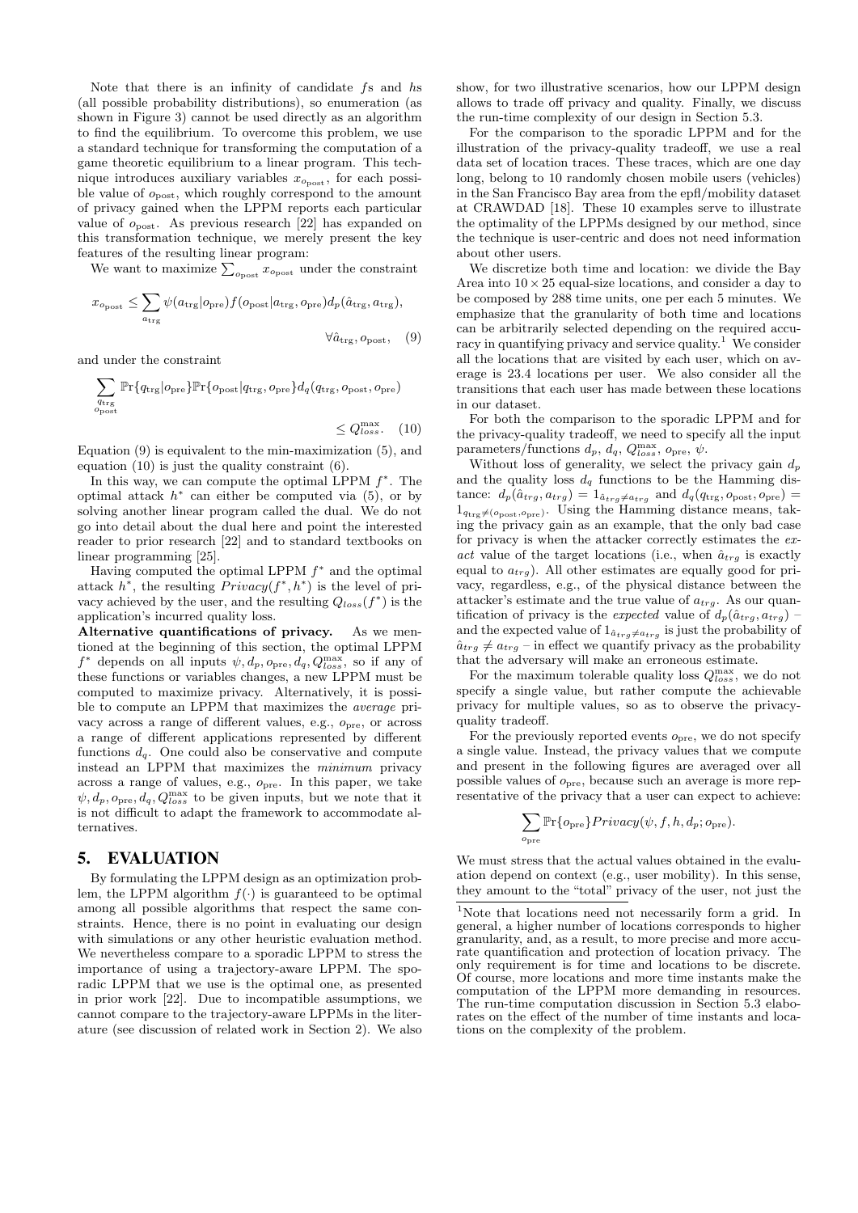Note that there is an infinity of candidate $f$s and $h$s (all possible probability distributions), so enumeration (as shown in Figure 3) cannot be used directly as an algorithm to find the equilibrium. To overcome this problem, we use a standard technique for transforming the computation of a game theoretic equilibrium to a linear program. This technique introduces auxiliary variables $x_{o_{\text{post}}}$, for each possible value of $o_{\text{post}}$, which roughly correspond to the amount of privacy gained when the LPPM reports each particular value of $o_{\text{post}}$. As previous research [22] has expanded on this transformation technique, we merely present the key features of the resulting linear program:

We want to maximize $\sum_{o_{\text{post}}} x_{o_{\text{post}}}$ under the constraint

$$x_{o_{\text{post}}} \leq \sum_{a_{\text{trg}}} \psi(a_{\text{trg}}|o_{\text{pre}}) f(o_{\text{post}}|a_{\text{trg}}, o_{\text{pre}}) d_p(\hat{a}_{\text{trg}}, a_{\text{trg}}), \quad \forall \hat{a}_{\text{trg}}, o_{\text{post}}, \quad (9)$$

and under the constraint

$$\sum_{\substack{q_{\text{trg}} \\ o_{\text{post}}}} \Pr\{q_{\text{trg}}|o_{\text{pre}}\} \Pr\{o_{\text{post}}|q_{\text{trg}}, o_{\text{pre}}\} d_q(q_{\text{trg}}, o_{\text{post}}, o_{\text{pre}}) \leq Q_{loss}^{\max}. \quad (10)$$

Equation (9) is equivalent to the min-maximization (5), and equation (10) is just the quality constraint (6).

In this way, we can compute the optimal LPPM $f^*$. The optimal attack $h^*$ can either be computed via (5), or by solving another linear program called the dual. We do not go into detail about the dual here and point the interested reader to prior research [22] and to standard textbooks on linear programming [25].

Having computed the optimal LPPM $f^*$ and the optimal attack $h^*$, the resulting $Privacy(f^*, h^*)$ is the level of privacy achieved by the user, and the resulting $Q_{loss}(f^*)$ is the application's incurred quality loss.

**Alternative quantifications of privacy.** As we mentioned at the beginning of this section, the optimal LPPM $f^*$ depends on all inputs $\psi, d_p, o_{\text{pre}}, d_q, Q_{loss}^{\max}$, so if any of these functions or variables changes, a new LPPM must be computed to maximize privacy. Alternatively, it is possible to compute an LPPM that maximizes the *average* privacy across a range of different values, e.g., $o_{\text{pre}}$, or across a range of different applications represented by different functions $d_q$. One could also be conservative and compute instead an LPPM that maximizes the *minimum* privacy across a range of values, e.g., $o_{\text{pre}}$. In this paper, we take $\psi, d_p, o_{\text{pre}}, d_q, Q_{loss}^{\max}$ to be given inputs, but we note that it is not difficult to adapt the framework to accommodate alternatives.

## 5. EVALUATION

By formulating the LPPM design as an optimization problem, the LPPM algorithm $f(\cdot)$ is guaranteed to be optimal among all possible algorithms that respect the same constraints. Hence, there is no point in evaluating our design with simulations or any other heuristic evaluation method. We nevertheless compare to a sporadic LPPM to stress the importance of using a trajectory-aware LPPM. The sporadic LPPM that we use is the optimal one, as presented in prior work [22]. Due to incompatible assumptions, we cannot compare to the trajectory-aware LPPMs in the literature (see discussion of related work in Section 2). We also show, for two illustrative scenarios, how our LPPM design allows to trade off privacy and quality. Finally, we discuss the run-time complexity of our design in Section 5.3.

For the comparison to the sporadic LPPM and for the illustration of the privacy-quality tradeoff, we use a real data set of location traces. These traces, which are one day long, belong to 10 randomly chosen mobile users (vehicles) in the San Francisco Bay area from the epfl/mobility dataset at CRAWDAD [18]. These 10 examples serve to illustrate the optimality of the LPPMs designed by our method, since the technique is user-centric and does not need information about other users.

We discretize both time and location: we divide the Bay Area into $10 \times 25$ equal-size locations, and consider a day to be composed by 288 time units, one per each 5 minutes. We emphasize that the granularity of both time and locations can be arbitrarily selected depending on the required accuracy in quantifying privacy and service quality.[1] We consider all the locations that are visited by each user, which on average is 23.4 locations per user. We also consider all the transitions that each user has made between these locations in our dataset.

For both the comparison to the sporadic LPPM and for the privacy-quality tradeoff, we need to specify all the input parameters/functions $d_p$, $d_q$, $Q_{loss}^{\max}$, $o_{\text{pre}}$, $\psi$.

Without loss of generality, we select the privacy gain $d_p$ and the quality loss $d_q$ functions to be the Hamming distance: $d_p(\hat{a}_{trg}, a_{trg}) = 1_{\hat{a}_{trg} \neq a_{trg}}$ and $d_q(q_{\text{trg}}, o_{\text{post}}, o_{\text{pre}}) = 1_{q_{\text{trg}} \neq (o_{\text{post}}, o_{\text{pre}})}$. Using the Hamming distance means, taking the privacy gain as an example, that the only bad case for privacy is when the attacker correctly estimates the *exact* value of the target locations (i.e., when $\hat{a}_{trg}$ is exactly equal to $a_{trg}$). All other estimates are equally good for privacy, regardless, e.g., of the physical distance between the attacker's estimate and the true value of $a_{trg}$. As our quantification of privacy is the *expected* value of $d_p(\hat{a}_{trg}, a_{trg})$ – and the expected value of $1_{\hat{a}_{trg} \neq a_{trg}}$ is just the probability of $\hat{a}_{trg} \neq a_{trg}$ – in effect we quantify privacy as the probability that the adversary will make an erroneous estimate.

For the maximum tolerable quality loss $Q_{loss}^{\max}$, we do not specify a single value, but rather compute the achievable privacy for multiple values, so as to observe the privacy-quality tradeoff.

For the previously reported events $o_{\text{pre}}$, we do not specify a single value. Instead, the privacy values that we compute and present in the following figures are averaged over all possible values of $o_{\text{pre}}$, because such an average is more representative of the privacy that a user can expect to achieve:

$$\sum_{o_{\text{pre}}} \Pr\{o_{\text{pre}}\} Privacy(\psi, f, h, d_p; o_{\text{pre}}).$$

We must stress that the actual values obtained in the evaluation depend on context (e.g., user mobility). In this sense, they amount to the "total" privacy of the user, not just the

[1] Note that locations need not necessarily form a grid. In general, a higher number of locations corresponds to higher granularity, and, as a result, to more precise and more accurate quantification and protection of location privacy. The only requirement is for time and locations to be discrete. Of course, more locations and more time instants make the computation of the LPPM more demanding in resources. The run-time computation discussion in Section 5.3 elaborates on the effect of the number of time instants and locations on the complexity of the problem.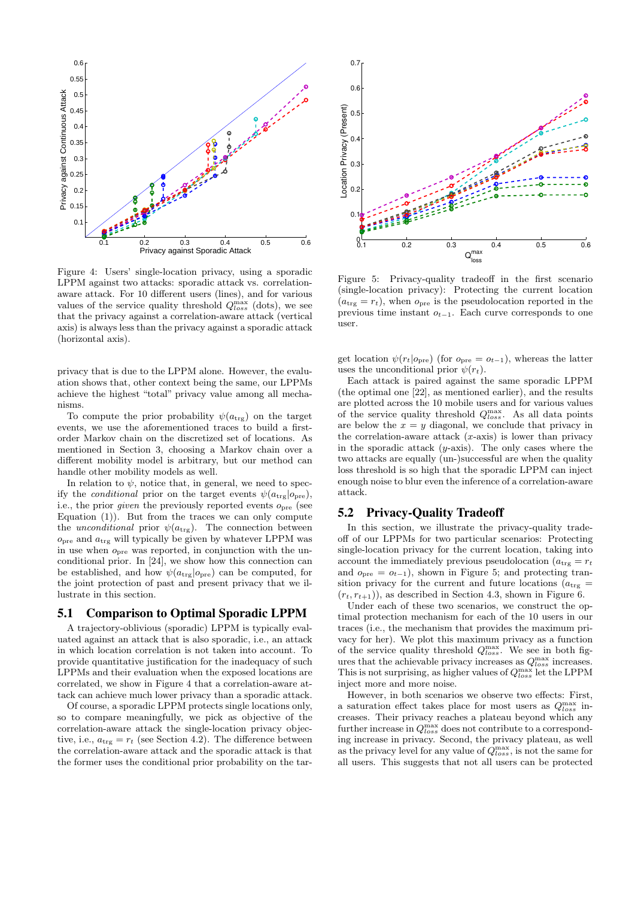Figure 4: Users' single-location privacy, using a sporadic LPPM against two attacks: sporadic attack vs. correlation-aware attack. For 10 different users (lines), and for various values of the service quality threshold $Q_{loss}^{\max}$ (dots), we see that the privacy against a correlation-aware attack (vertical axis) is always less than the privacy against a sporadic attack (horizontal axis).

Figure 5: Privacy-quality tradeoff in the first scenario (single-location privacy): Protecting the current location ($a_{\text{trg}} = r_t$), when $o_{\text{pre}}$ is the pseudolocation reported in the previous time instant $o_{t-1}$. Each curve corresponds to one user.

privacy that is due to the LPPM alone. However, the evaluation shows that, other context being the same, our LPPMs achieve the highest "total" privacy value among all mechanisms.

To compute the prior probability $\psi(a_{\text{trg}})$ on the target events, we use the aforementioned traces to build a first-order Markov chain on the discretized set of locations. As mentioned in Section 3, choosing a Markov chain over a different mobility model is arbitrary, but our method can handle other mobility models as well.

In relation to $\psi$, notice that, in general, we need to specify the *conditional* prior on the target events $\psi(a_{\text{trg}}|o_{\text{pre}})$, i.e., the prior *given* the previously reported events $o_{\text{pre}}$ (see Equation (1)). But from the traces we can only compute the *unconditional* prior $\psi(a_{\text{trg}})$. The connection between $o_{\text{pre}}$ and $a_{\text{trg}}$ will typically be given by whatever LPPM was in use when $o_{\text{pre}}$ was reported, in conjunction with the unconditional prior. In [24], we show how this connection can be established, and how $\psi(a_{\text{trg}}|o_{\text{pre}})$ can be computed, for the joint protection of past and present privacy that we illustrate in this section.

## 5.1 Comparison to Optimal Sporadic LPPM

A trajectory-oblivious (sporadic) LPPM is typically evaluated against an attack that is also sporadic, i.e., an attack in which location correlation is not taken into account. To provide quantitative justification for the inadequacy of such LPPMs and their evaluation when the exposed locations are correlated, we show in Figure 4 that a correlation-aware attack can achieve much lower privacy than a sporadic attack.

Of course, a sporadic LPPM protects single locations only, so to compare meaningfully, we pick as objective of the correlation-aware attack the single-location privacy objective, i.e., $a_{\text{trg}} = r_t$ (see Section 4.2). The difference between the correlation-aware attack and the sporadic attack is that the former uses the conditional prior probability on the target location $\psi(r_t|o_{\text{pre}})$ (for $o_{\text{pre}} = o_{t-1}$), whereas the latter uses the unconditional prior $\psi(r_t)$.

Each attack is paired against the same sporadic LPPM (the optimal one [22], as mentioned earlier), and the results are plotted across the 10 mobile users and for various values of the service quality threshold $Q_{loss}^{\max}$. As all data points are below the $x = y$ diagonal, we conclude that privacy in the correlation-aware attack ($x$-axis) is lower than privacy in the sporadic attack ($y$-axis). The only cases where the two attacks are equally (un-)successful are when the quality loss threshold is so high that the sporadic LPPM can inject enough noise to blur even the inference of a correlation-aware attack.

## 5.2 Privacy-Quality Tradeoff

In this section, we illustrate the privacy-quality tradeoff of our LPPMs for two particular scenarios: Protecting single-location privacy for the current location, taking into account the immediately previous pseudolocation ($a_{\text{trg}} = r_t$ and $o_{\text{pre}} = o_{t-1}$), shown in Figure 5; and protecting transition privacy for the current and future locations ($a_{\text{trg}} = (r_t, r_{t+1})$), as described in Section 4.3, shown in Figure 6.

Under each of these two scenarios, we construct the optimal protection mechanism for each of the 10 users in our traces (i.e., the mechanism that provides the maximum privacy for her). We plot this maximum privacy as a function of the service quality threshold $Q_{loss}^{\max}$. We see in both figures that the achievable privacy increases as $Q_{loss}^{\max}$ increases. This is not surprising, as higher values of $Q_{loss}^{\max}$ let the LPPM inject more and more noise.

However, in both scenarios we observe two effects: First, a saturation effect takes place for most users as $Q_{loss}^{\max}$ increases. Their privacy reaches a plateau beyond which any further increase in $Q_{loss}^{\max}$ does not contribute to a corresponding increase in privacy. Second, the privacy plateau, as well as the privacy level for any value of $Q_{loss}^{\max}$, is not the same for all users. This suggests that not all users can be protected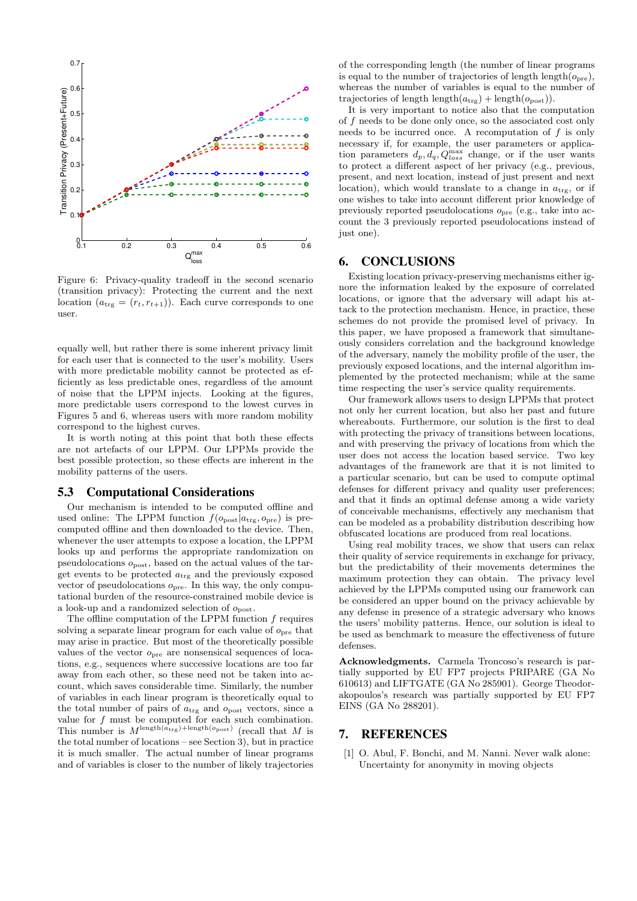0.7
0.6
0.5
0.4
0.3
0.2
0.1
0
Transition Privacy (Present+Future)
0.1
0.2
0.3
0.4
0.5
0.6
$Q_{loss}^{max}$

Figure 6: Privacy-quality tradeoff in the second scenario (transition privacy): Protecting the current and the next location ($a_{\text{trg}} = (r_t, r_{t+1})$). Each curve corresponds to one user.

equally well, but rather there is some inherent privacy limit for each user that is connected to the user's mobility. Users with more predictable mobility cannot be protected as efficiently as less predictable ones, regardless of the amount of noise that the LPPM injects. Looking at the figures, more predictable users correspond to the lowest curves in Figures 5 and 6, whereas users with more random mobility correspond to the highest curves.

It is worth noting at this point that both these effects are not artefacts of our LPPM. Our LPPMs provide the best possible protection, so these effects are inherent in the mobility patterns of the users.

## 5.3 Computational Considerations

Our mechanism is intended to be computed offline and used online: The LPPM function $f(o_{\text{post}}|a_{\text{trg}}, o_{\text{pre}})$ is precomputed offline and then downloaded to the device. Then, whenever the user attempts to expose a location, the LPPM looks up and performs the appropriate randomization on pseudolocations $o_{\text{post}}$, based on the actual values of the target events to be protected $a_{\text{trg}}$ and the previously exposed vector of pseudolocations $o_{\text{pre}}$. In this way, the only computational burden of the resource-constrained mobile device is a look-up and a randomized selection of $o_{\text{post}}$.

The offline computation of the LPPM function $f$ requires solving a separate linear program for each value of $o_{\text{pre}}$ that may arise in practice. But most of the theoretically possible values of the vector $o_{\text{pre}}$ are nonsensical sequences of locations, e.g., sequences where successive locations are too far away from each other, so these need not be taken into account, which saves considerable time. Similarly, the number of variables in each linear program is theoretically equal to the total number of pairs of $a_{\text{trg}}$ and $o_{\text{post}}$ vectors, since a value for $f$ must be computed for each such combination. This number is $M^{\text{length}(a_{\text{trg}})+\text{length}(o_{\text{post}})}$ (recall that $M$ is the total number of locations – see Section 3), but in practice it is much smaller. The actual number of linear programs and of variables is closer to the number of likely trajectories of the corresponding length (the number of linear programs is equal to the number of trajectories of length $\text{length}(o_{\text{pre}})$, whereas the number of variables is equal to the number of trajectories of length $\text{length}(a_{\text{trg}}) + \text{length}(o_{\text{post}})$).

It is very important to notice also that the computation of $f$ needs to be done only once, so the associated cost only needs to be incurred once. A recomputation of $f$ is only necessary if, for example, the user parameters or application parameters $d_p, d_q, Q_{loss}^{\max}$ change, or if the user wants to protect a different aspect of her privacy (e.g., previous, present, and next location, instead of just present and next location), which would translate to a change in $a_{\text{trg}}$, or if one wishes to take into account different prior knowledge of previously reported pseudolocations $o_{\text{pre}}$ (e.g., take into account the 3 previously reported pseudolocations instead of just one).

# 6. CONCLUSIONS

Existing location privacy-preserving mechanisms either ignore the information leaked by the exposure of correlated locations, or ignore that the adversary will adapt his attack to the protection mechanism. Hence, in practice, these schemes do not provide the promised level of privacy. In this paper, we have proposed a framework that simultaneously considers correlation and the background knowledge of the adversary, namely the mobility profile of the user, the previously exposed locations, and the internal algorithm implemented by the protected mechanism; while at the same time respecting the user's service quality requirements.

Our framework allows users to design LPPMs that protect not only her current location, but also her past and future whereabouts. Furthermore, our solution is the first to deal with protecting the privacy of transitions between locations, and with preserving the privacy of locations from which the user does not access the location based service. Two key advantages of the framework are that it is not limited to a particular scenario, but can be used to compute optimal defenses for different privacy and quality user preferences; and that it finds an optimal defense among a wide variety of conceivable mechanisms, effectively any mechanism that can be modeled as a probability distribution describing how obfuscated locations are produced from real locations.

Using real mobility traces, we show that users can relax their quality of service requirements in exchange for privacy, but the predictability of their movements determines the maximum protection they can obtain. The privacy level achieved by the LPPMs computed using our framework can be considered an upper bound on the privacy achievable by any defense in presence of a strategic adversary who knows the users' mobility patterns. Hence, our solution is ideal to be used as benchmark to measure the effectiveness of future defenses.

**Acknowledgments.** Carmela Troncoso's research is partially supported by EU FP7 projects PRIPARE (GA No 610613) and LIFTGATE (GA No 285901). George Theodorakopoulos's research was partially supported by EU FP7 EINS (GA No 288201).

# 7. REFERENCES

[1] O. Abul, F. Bonchi, and M. Nanni. Never walk alone: Uncertainty for anonymity in moving objects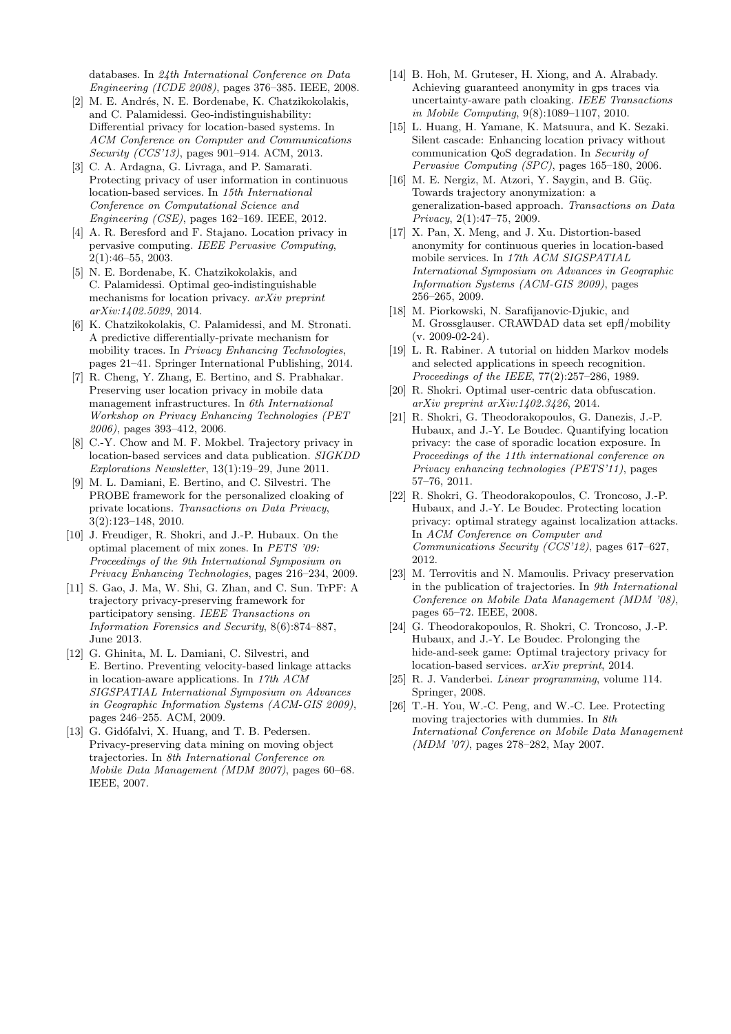databases. In *24th International Conference on Data Engineering (ICDE 2008)*, pages 376–385. IEEE, 2008.

[2] M. E. Andrés, N. E. Bordenabe, K. Chatzikokolakis, and C. Palamidessi. Geo-indistinguishability: Differential privacy for location-based systems. In *ACM Conference on Computer and Communications Security (CCS'13)*, pages 901–914. ACM, 2013.

[3] C. A. Ardagna, G. Livraga, and P. Samarati. Protecting privacy of user information in continuous location-based services. In *15th International Conference on Computational Science and Engineering (CSE)*, pages 162–169. IEEE, 2012.

[4] A. R. Beresford and F. Stajano. Location privacy in pervasive computing. *IEEE Pervasive Computing*, 2(1):46–55, 2003.

[5] N. E. Bordenabe, K. Chatzikokolakis, and C. Palamidessi. Optimal geo-indistinguishable mechanisms for location privacy. *arXiv preprint arXiv:1402.5029*, 2014.

[6] K. Chatzikokolakis, C. Palamidessi, and M. Stronati. A predictive differentially-private mechanism for mobility traces. In *Privacy Enhancing Technologies*, pages 21–41. Springer International Publishing, 2014.

[7] R. Cheng, Y. Zhang, E. Bertino, and S. Prabhakar. Preserving user location privacy in mobile data management infrastructures. In *6th International Workshop on Privacy Enhancing Technologies (PET 2006)*, pages 393–412, 2006.

[8] C.-Y. Chow and M. F. Mokbel. Trajectory privacy in location-based services and data publication. *SIGKDD Explorations Newsletter*, 13(1):19–29, June 2011.

[9] M. L. Damiani, E. Bertino, and C. Silvestri. The PROBE framework for the personalized cloaking of private locations. *Transactions on Data Privacy*, 3(2):123–148, 2010.

[10] J. Freudiger, R. Shokri, and J.-P. Hubaux. On the optimal placement of mix zones. In *PETS '09: Proceedings of the 9th International Symposium on Privacy Enhancing Technologies*, pages 216–234, 2009.

[11] S. Gao, J. Ma, W. Shi, G. Zhan, and C. Sun. TrPF: A trajectory privacy-preserving framework for participatory sensing. *IEEE Transactions on Information Forensics and Security*, 8(6):874–887, June 2013.

[12] G. Ghinita, M. L. Damiani, C. Silvestri, and E. Bertino. Preventing velocity-based linkage attacks in location-aware applications. In *17th ACM SIGSPATIAL International Symposium on Advances in Geographic Information Systems (ACM-GIS 2009)*, pages 246–255. ACM, 2009.

[13] G. Gidófalvi, X. Huang, and T. B. Pedersen. Privacy-preserving data mining on moving object trajectories. In *8th International Conference on Mobile Data Management (MDM 2007)*, pages 60–68. IEEE, 2007.

[14] B. Hoh, M. Gruteser, H. Xiong, and A. Alrabady. Achieving guaranteed anonymity in gps traces via uncertainty-aware path cloaking. *IEEE Transactions in Mobile Computing*, 9(8):1089–1107, 2010.

[15] L. Huang, H. Yamane, K. Matsuura, and K. Sezaki. Silent cascade: Enhancing location privacy without communication QoS degradation. In *Security of Pervasive Computing (SPC)*, pages 165–180, 2006.

[16] M. E. Nergiz, M. Atzori, Y. Saygin, and B. Güç. Towards trajectory anonymization: a generalization-based approach. *Transactions on Data Privacy*, 2(1):47–75, 2009.

[17] X. Pan, X. Meng, and J. Xu. Distortion-based anonymity for continuous queries in location-based mobile services. In *17th ACM SIGSPATIAL International Symposium on Advances in Geographic Information Systems (ACM-GIS 2009)*, pages 256–265, 2009.

[18] M. Piorkowski, N. Sarafijanovic-Djukic, and M. Grossglauser. CRAWDAD data set epfl/mobility (v. 2009-02-24).

[19] L. R. Rabiner. A tutorial on hidden Markov models and selected applications in speech recognition. *Proceedings of the IEEE*, 77(2):257–286, 1989.

[20] R. Shokri. Optimal user-centric data obfuscation. *arXiv preprint arXiv:1402.3426*, 2014.

[21] R. Shokri, G. Theodorakopoulos, G. Danezis, J.-P. Hubaux, and J.-Y. Le Boudec. Quantifying location privacy: the case of sporadic location exposure. In *Proceedings of the 11th international conference on Privacy enhancing technologies (PETS'11)*, pages 57–76, 2011.

[22] R. Shokri, G. Theodorakopoulos, C. Troncoso, J.-P. Hubaux, and J.-Y. Le Boudec. Protecting location privacy: optimal strategy against localization attacks. In *ACM Conference on Computer and Communications Security (CCS'12)*, pages 617–627, 2012.

[23] M. Terrovitis and N. Mamoulis. Privacy preservation in the publication of trajectories. In *9th International Conference on Mobile Data Management (MDM '08)*, pages 65–72. IEEE, 2008.

[24] G. Theodorakopoulos, R. Shokri, C. Troncoso, J.-P. Hubaux, and J.-Y. Le Boudec. Prolonging the hide-and-seek game: Optimal trajectory privacy for location-based services. *arXiv preprint*, 2014.

[25] R. J. Vanderbei. *Linear programming*, volume 114. Springer, 2008.

[26] T.-H. You, W.-C. Peng, and W.-C. Lee. Protecting moving trajectories with dummies. In *8th International Conference on Mobile Data Management (MDM '07)*, pages 278–282, May 2007.